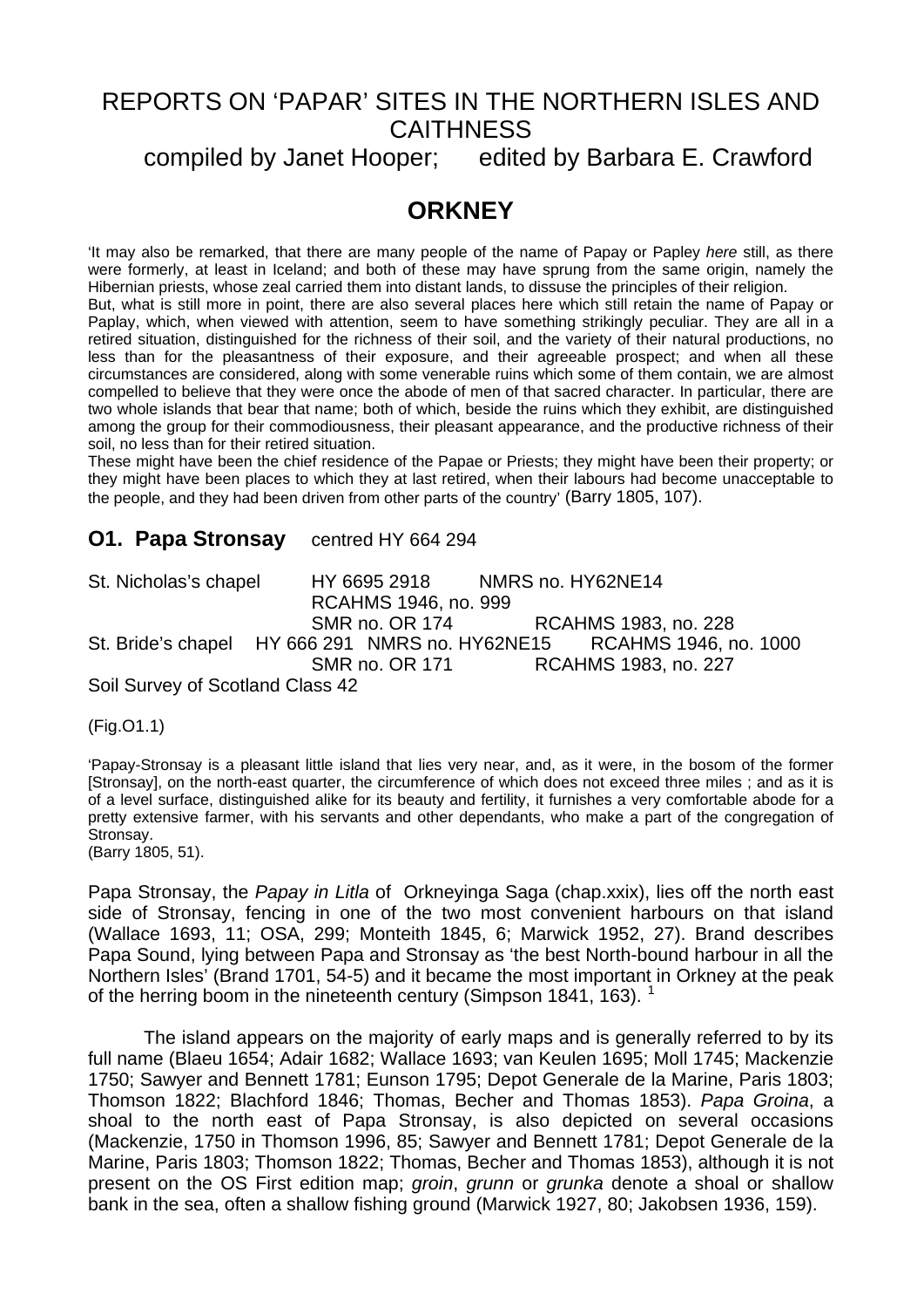# REPORTS ON 'PAPAR' SITES IN THE NORTHERN ISLES AND CAITHNESS

compiled by Janet Hooper; edited by Barbara E. Crawford

## ORKNEY

'It may also be remarked, that there are many people of the name of Papay or Papley *here* still, as there were formerly, at least in Iceland; and both of these may have sprung from the same origin, namely the Hibernian priests, whose zeal carried them into distant lands, to dissuse the principles of their religion.
But, what is still more in point, there are also several places here which still retain the name of Papay or Paplay, which, when viewed with attention, seem to have something strikingly peculiar. They are all in a retired situation, distinguished for the richness of their soil, and the variety of their natural productions, no less than for the pleasantness of their exposure, and their agreeable prospect; and when all these circumstances are considered, along with some venerable ruins which some of them contain, we are almost compelled to believe that they were once the abode of men of that sacred character. In particular, there are two whole islands that bear that name; both of which, beside the ruins which they exhibit, are distinguished among the group for their commodiousness, their pleasant appearance, and the productive richness of their soil, no less than for their retired situation.
These might have been the chief residence of the Papae or Priests; they might have been their property; or they might have been places to which they at last retired, when their labours had become unacceptable to the people, and they had been driven from other parts of the country' (Barry 1805, 107).

### O1. Papa Stronsay centred HY 664 294

St. Nicholas's chapel HY 6695 2918 NMRS no. HY62NE14
RCAHMS 1946, no. 999
SMR no. OR 174 RCAHMS 1983, no. 228
St. Bride's chapel HY 666 291 NMRS no. HY62NE15 RCAHMS 1946, no. 1000
SMR no. OR 171 RCAHMS 1983, no. 227
Soil Survey of Scotland Class 42

(Fig.O1.1)

'Papay-Stronsay is a pleasant little island that lies very near, and, as it were, in the bosom of the former [Stronsay], on the north-east quarter, the circumference of which does not exceed three miles ; and as it is of a level surface, distinguished alike for its beauty and fertility, it furnishes a very comfortable abode for a pretty extensive farmer, with his servants and other dependants, who make a part of the congregation of Stronsay.
(Barry 1805, 51).

Papa Stronsay, the *Papay in Litla* of Orkneyinga Saga (chap.xxix), lies off the north east side of Stronsay, fencing in one of the two most convenient harbours on that island (Wallace 1693, 11; OSA, 299; Monteith 1845, 6; Marwick 1952, 27). Brand describes Papa Sound, lying between Papa and Stronsay as 'the best North-bound harbour in all the Northern Isles' (Brand 1701, 54-5) and it became the most important in Orkney at the peak of the herring boom in the nineteenth century (Simpson 1841, 163). [1]

The island appears on the majority of early maps and is generally referred to by its full name (Blaeu 1654; Adair 1682; Wallace 1693; van Keulen 1695; Moll 1745; Mackenzie 1750; Sawyer and Bennett 1781; Eunson 1795; Depot Generale de la Marine, Paris 1803; Thomson 1822; Blachford 1846; Thomas, Becher and Thomas 1853). *Papa Groina*, a shoal to the north east of Papa Stronsay, is also depicted on several occasions (Mackenzie, 1750 in Thomson 1996, 85; Sawyer and Bennett 1781; Depot Generale de la Marine, Paris 1803; Thomson 1822; Thomas, Becher and Thomas 1853), although it is not present on the OS First edition map; *groin*, *grunn* or *grunka* denote a shoal or shallow bank in the sea, often a shallow fishing ground (Marwick 1927, 80; Jakobsen 1936, 159).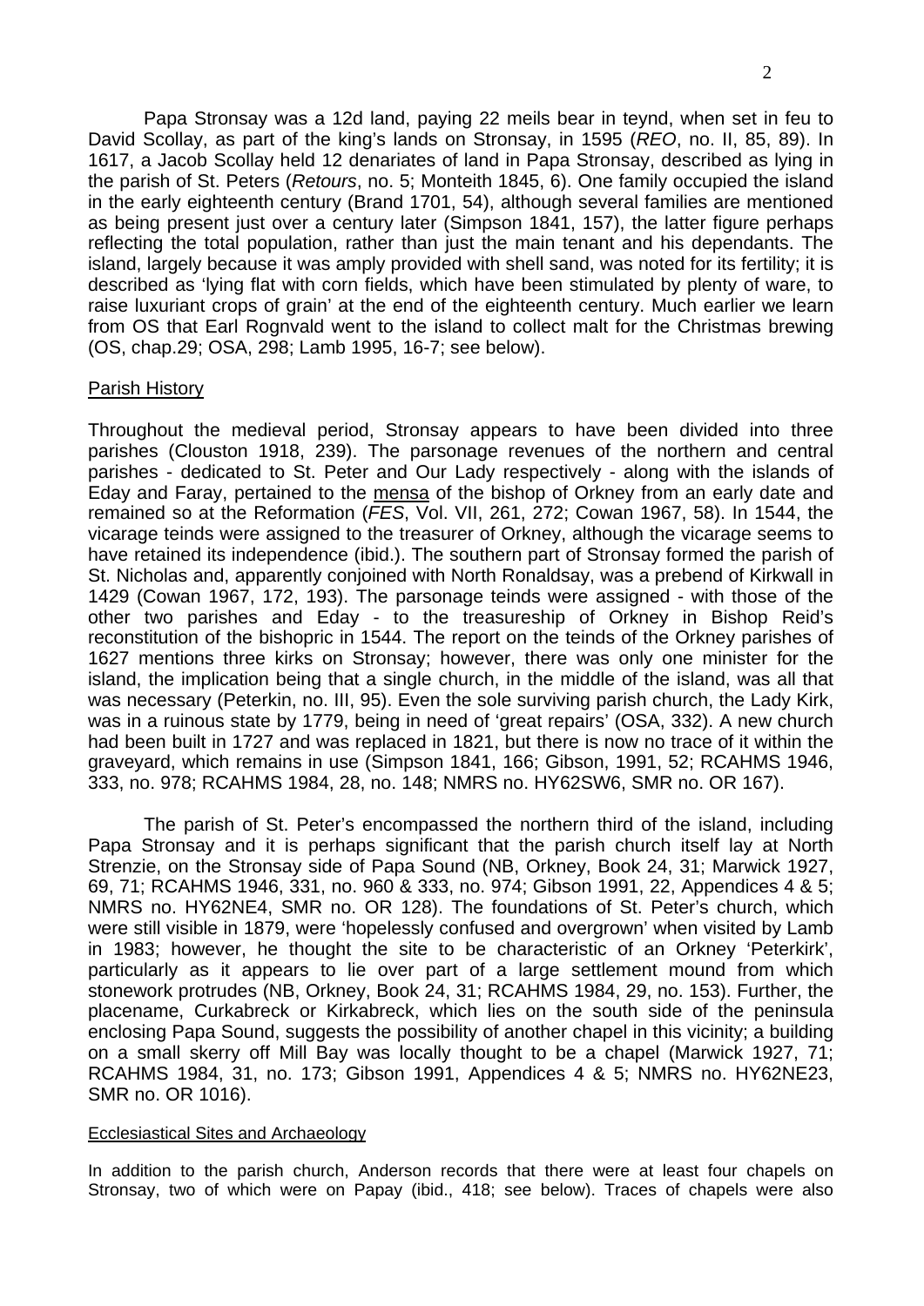Papa Stronsay was a 12d land, paying 22 meils bear in teynd, when set in feu to David Scollay, as part of the king's lands on Stronsay, in 1595 (*REO*, no. II, 85, 89). In 1617, a Jacob Scollay held 12 denariates of land in Papa Stronsay, described as lying in the parish of St. Peters (*Retours*, no. 5; Monteith 1845, 6). One family occupied the island in the early eighteenth century (Brand 1701, 54), although several families are mentioned as being present just over a century later (Simpson 1841, 157), the latter figure perhaps reflecting the total population, rather than just the main tenant and his dependants. The island, largely because it was amply provided with shell sand, was noted for its fertility; it is described as 'lying flat with corn fields, which have been stimulated by plenty of ware, to raise luxuriant crops of grain' at the end of the eighteenth century. Much earlier we learn from OS that Earl Rognvald went to the island to collect malt for the Christmas brewing (OS, chap.29; OSA, 298; Lamb 1995, 16-7; see below).

## Parish History

Throughout the medieval period, Stronsay appears to have been divided into three parishes (Clouston 1918, 239). The parsonage revenues of the northern and central parishes - dedicated to St. Peter and Our Lady respectively - along with the islands of Eday and Faray, pertained to the mensa of the bishop of Orkney from an early date and remained so at the Reformation (*FES*, Vol. VII, 261, 272; Cowan 1967, 58). In 1544, the vicarage teinds were assigned to the treasurer of Orkney, although the vicarage seems to have retained its independence (ibid.). The southern part of Stronsay formed the parish of St. Nicholas and, apparently conjoined with North Ronaldsay, was a prebend of Kirkwall in 1429 (Cowan 1967, 172, 193). The parsonage teinds were assigned - with those of the other two parishes and Eday - to the treasureship of Orkney in Bishop Reid's reconstitution of the bishopric in 1544. The report on the teinds of the Orkney parishes of 1627 mentions three kirks on Stronsay; however, there was only one minister for the island, the implication being that a single church, in the middle of the island, was all that was necessary (Peterkin, no. III, 95). Even the sole surviving parish church, the Lady Kirk, was in a ruinous state by 1779, being in need of 'great repairs' (OSA, 332). A new church had been built in 1727 and was replaced in 1821, but there is now no trace of it within the graveyard, which remains in use (Simpson 1841, 166; Gibson, 1991, 52; RCAHMS 1946, 333, no. 978; RCAHMS 1984, 28, no. 148; NMRS no. HY62SW6, SMR no. OR 167).

The parish of St. Peter's encompassed the northern third of the island, including Papa Stronsay and it is perhaps significant that the parish church itself lay at North Strenzie, on the Stronsay side of Papa Sound (NB, Orkney, Book 24, 31; Marwick 1927, 69, 71; RCAHMS 1946, 331, no. 960 & 333, no. 974; Gibson 1991, 22, Appendices 4 & 5; NMRS no. HY62NE4, SMR no. OR 128). The foundations of St. Peter's church, which were still visible in 1879, were 'hopelessly confused and overgrown' when visited by Lamb in 1983; however, he thought the site to be characteristic of an Orkney 'Peterkirk', particularly as it appears to lie over part of a large settlement mound from which stonework protrudes (NB, Orkney, Book 24, 31; RCAHMS 1984, 29, no. 153). Further, the placename, Curkabreck or Kirkabreck, which lies on the south side of the peninsula enclosing Papa Sound, suggests the possibility of another chapel in this vicinity; a building on a small skerry off Mill Bay was locally thought to be a chapel (Marwick 1927, 71; RCAHMS 1984, 31, no. 173; Gibson 1991, Appendices 4 & 5; NMRS no. HY62NE23, SMR no. OR 1016).

### Ecclesiastical Sites and Archaeology

In addition to the parish church, Anderson records that there were at least four chapels on Stronsay, two of which were on Papay (ibid., 418; see below). Traces of chapels were also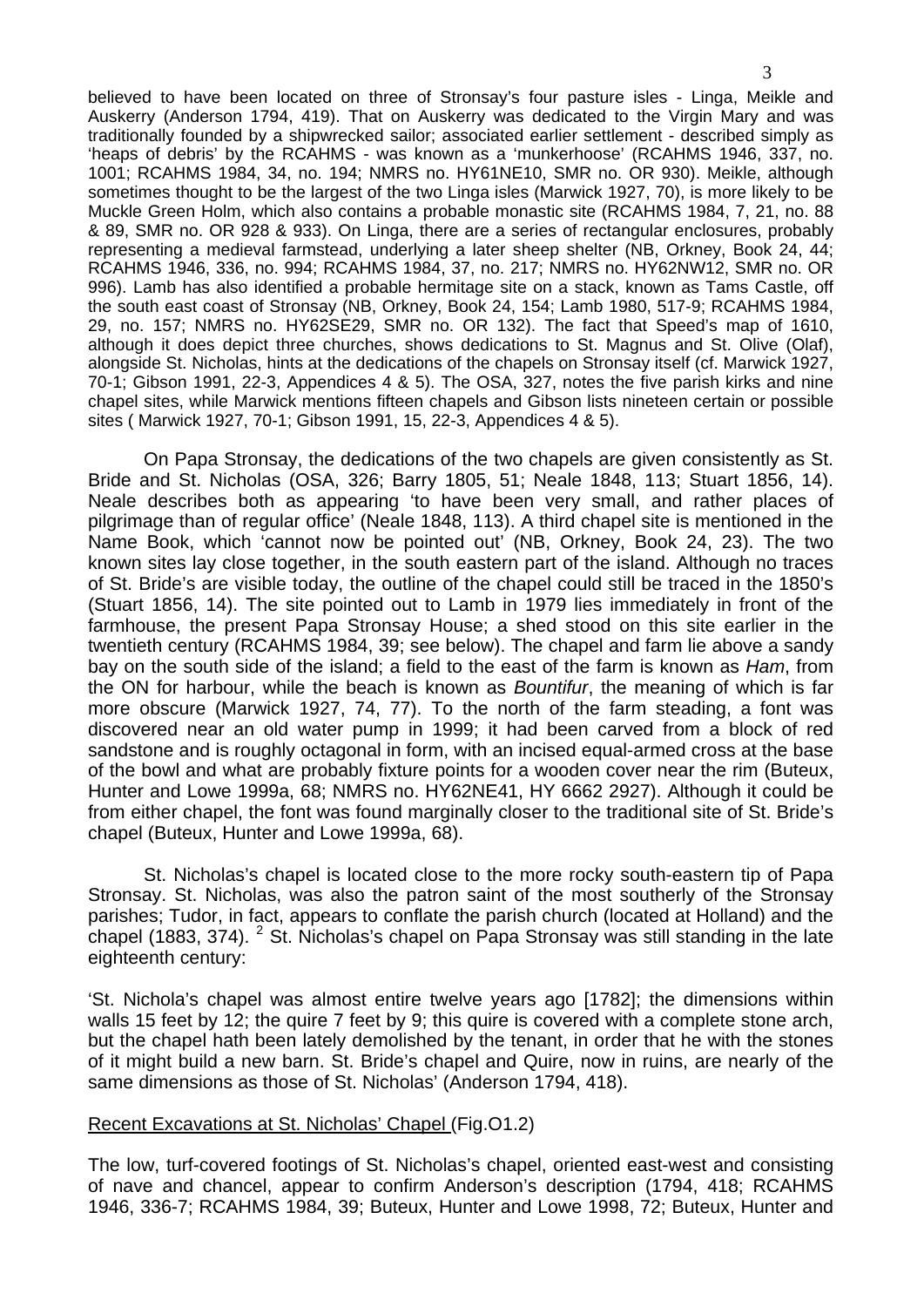believed to have been located on three of Stronsay's four pasture isles - Linga, Meikle and Auskerry (Anderson 1794, 419). That on Auskerry was dedicated to the Virgin Mary and was traditionally founded by a shipwrecked sailor; associated earlier settlement - described simply as 'heaps of debris' by the RCAHMS - was known as a 'munkerhoose' (RCAHMS 1946, 337, no. 1001; RCAHMS 1984, 34, no. 194; NMRS no. HY61NE10, SMR no. OR 930). Meikle, although sometimes thought to be the largest of the two Linga isles (Marwick 1927, 70), is more likely to be Muckle Green Holm, which also contains a probable monastic site (RCAHMS 1984, 7, 21, no. 88 & 89, SMR no. OR 928 & 933). On Linga, there are a series of rectangular enclosures, probably representing a medieval farmstead, underlying a later sheep shelter (NB, Orkney, Book 24, 44; RCAHMS 1946, 336, no. 994; RCAHMS 1984, 37, no. 217; NMRS no. HY62NW12, SMR no. OR 996). Lamb has also identified a probable hermitage site on a stack, known as Tams Castle, off the south east coast of Stronsay (NB, Orkney, Book 24, 154; Lamb 1980, 517-9; RCAHMS 1984, 29, no. 157; NMRS no. HY62SE29, SMR no. OR 132). The fact that Speed's map of 1610, although it does depict three churches, shows dedications to St. Magnus and St. Olive (Olaf), alongside St. Nicholas, hints at the dedications of the chapels on Stronsay itself (cf. Marwick 1927, 70-1; Gibson 1991, 22-3, Appendices 4 & 5). The OSA, 327, notes the five parish kirks and nine chapel sites, while Marwick mentions fifteen chapels and Gibson lists nineteen certain or possible sites ( Marwick 1927, 70-1; Gibson 1991, 15, 22-3, Appendices 4 & 5).

On Papa Stronsay, the dedications of the two chapels are given consistently as St. Bride and St. Nicholas (OSA, 326; Barry 1805, 51; Neale 1848, 113; Stuart 1856, 14). Neale describes both as appearing 'to have been very small, and rather places of pilgrimage than of regular office' (Neale 1848, 113). A third chapel site is mentioned in the Name Book, which 'cannot now be pointed out' (NB, Orkney, Book 24, 23). The two known sites lay close together, in the south eastern part of the island. Although no traces of St. Bride's are visible today, the outline of the chapel could still be traced in the 1850's (Stuart 1856, 14). The site pointed out to Lamb in 1979 lies immediately in front of the farmhouse, the present Papa Stronsay House; a shed stood on this site earlier in the twentieth century (RCAHMS 1984, 39; see below). The chapel and farm lie above a sandy bay on the south side of the island; a field to the east of the farm is known as *Ham*, from the ON for harbour, while the beach is known as *Bountifur*, the meaning of which is far more obscure (Marwick 1927, 74, 77). To the north of the farm steading, a font was discovered near an old water pump in 1999; it had been carved from a block of red sandstone and is roughly octagonal in form, with an incised equal-armed cross at the base of the bowl and what are probably fixture points for a wooden cover near the rim (Buteux, Hunter and Lowe 1999a, 68; NMRS no. HY62NE41, HY 6662 2927). Although it could be from either chapel, the font was found marginally closer to the traditional site of St. Bride's chapel (Buteux, Hunter and Lowe 1999a, 68).

St. Nicholas's chapel is located close to the more rocky south-eastern tip of Papa Stronsay. St. Nicholas, was also the patron saint of the most southerly of the Stronsay parishes; Tudor, in fact, appears to conflate the parish church (located at Holland) and the chapel (1883, 374). [2] St. Nicholas's chapel on Papa Stronsay was still standing in the late eighteenth century:

'St. Nichola's chapel was almost entire twelve years ago [1782]; the dimensions within walls 15 feet by 12; the quire 7 feet by 9; this quire is covered with a complete stone arch, but the chapel hath been lately demolished by the tenant, in order that he with the stones of it might build a new barn. St. Bride's chapel and Quire, now in ruins, are nearly of the same dimensions as those of St. Nicholas' (Anderson 1794, 418).

<u>Recent Excavations at St. Nicholas' Chapel</u> (Fig.O1.2)

The low, turf-covered footings of St. Nicholas's chapel, oriented east-west and consisting of nave and chancel, appear to confirm Anderson's description (1794, 418; RCAHMS 1946, 336-7; RCAHMS 1984, 39; Buteux, Hunter and Lowe 1998, 72; Buteux, Hunter and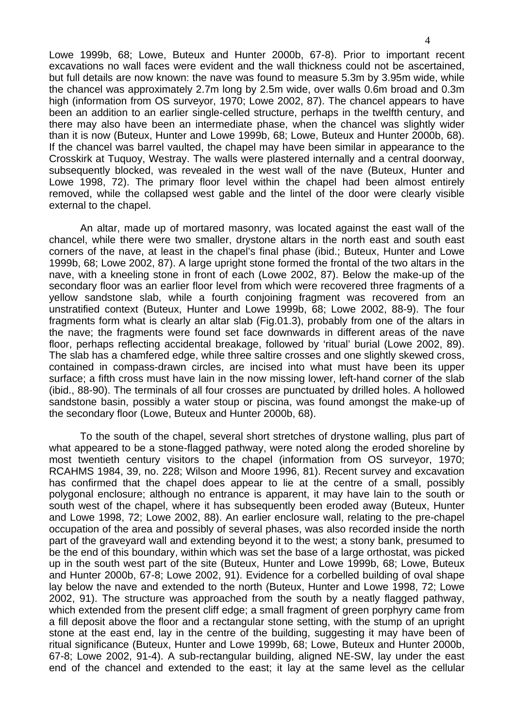Lowe 1999b, 68; Lowe, Buteux and Hunter 2000b, 67-8). Prior to important recent excavations no wall faces were evident and the wall thickness could not be ascertained, but full details are now known: the nave was found to measure 5.3m by 3.95m wide, while the chancel was approximately 2.7m long by 2.5m wide, over walls 0.6m broad and 0.3m high (information from OS surveyor, 1970; Lowe 2002, 87). The chancel appears to have been an addition to an earlier single-celled structure, perhaps in the twelfth century, and there may also have been an intermediate phase, when the chancel was slightly wider than it is now (Buteux, Hunter and Lowe 1999b, 68; Lowe, Buteux and Hunter 2000b, 68). If the chancel was barrel vaulted, the chapel may have been similar in appearance to the Crosskirk at Tuquoy, Westray. The walls were plastered internally and a central doorway, subsequently blocked, was revealed in the west wall of the nave (Buteux, Hunter and Lowe 1998, 72). The primary floor level within the chapel had been almost entirely removed, while the collapsed west gable and the lintel of the door were clearly visible external to the chapel.

An altar, made up of mortared masonry, was located against the east wall of the chancel, while there were two smaller, drystone altars in the north east and south east corners of the nave, at least in the chapel's final phase (ibid.; Buteux, Hunter and Lowe 1999b, 68; Lowe 2002, 87). A large upright stone formed the frontal of the two altars in the nave, with a kneeling stone in front of each (Lowe 2002, 87). Below the make-up of the secondary floor was an earlier floor level from which were recovered three fragments of a yellow sandstone slab, while a fourth conjoining fragment was recovered from an unstratified context (Buteux, Hunter and Lowe 1999b, 68; Lowe 2002, 88-9). The four fragments form what is clearly an altar slab (Fig.01.3), probably from one of the altars in the nave; the fragments were found set face downwards in different areas of the nave floor, perhaps reflecting accidental breakage, followed by 'ritual' burial (Lowe 2002, 89). The slab has a chamfered edge, while three saltire crosses and one slightly skewed cross, contained in compass-drawn circles, are incised into what must have been its upper surface; a fifth cross must have lain in the now missing lower, left-hand corner of the slab (ibid., 88-90). The terminals of all four crosses are punctuated by drilled holes. A hollowed sandstone basin, possibly a water stoup or piscina, was found amongst the make-up of the secondary floor (Lowe, Buteux and Hunter 2000b, 68).

To the south of the chapel, several short stretches of drystone walling, plus part of what appeared to be a stone-flagged pathway, were noted along the eroded shoreline by most twentieth century visitors to the chapel (information from OS surveyor, 1970; RCAHMS 1984, 39, no. 228; Wilson and Moore 1996, 81). Recent survey and excavation has confirmed that the chapel does appear to lie at the centre of a small, possibly polygonal enclosure; although no entrance is apparent, it may have lain to the south or south west of the chapel, where it has subsequently been eroded away (Buteux, Hunter and Lowe 1998, 72; Lowe 2002, 88). An earlier enclosure wall, relating to the pre-chapel occupation of the area and possibly of several phases, was also recorded inside the north part of the graveyard wall and extending beyond it to the west; a stony bank, presumed to be the end of this boundary, within which was set the base of a large orthostat, was picked up in the south west part of the site (Buteux, Hunter and Lowe 1999b, 68; Lowe, Buteux and Hunter 2000b, 67-8; Lowe 2002, 91). Evidence for a corbelled building of oval shape lay below the nave and extended to the north (Buteux, Hunter and Lowe 1998, 72; Lowe 2002, 91). The structure was approached from the south by a neatly flagged pathway, which extended from the present cliff edge; a small fragment of green porphyry came from a fill deposit above the floor and a rectangular stone setting, with the stump of an upright stone at the east end, lay in the centre of the building, suggesting it may have been of ritual significance (Buteux, Hunter and Lowe 1999b, 68; Lowe, Buteux and Hunter 2000b, 67-8; Lowe 2002, 91-4). A sub-rectangular building, aligned NE-SW, lay under the east end of the chancel and extended to the east; it lay at the same level as the cellular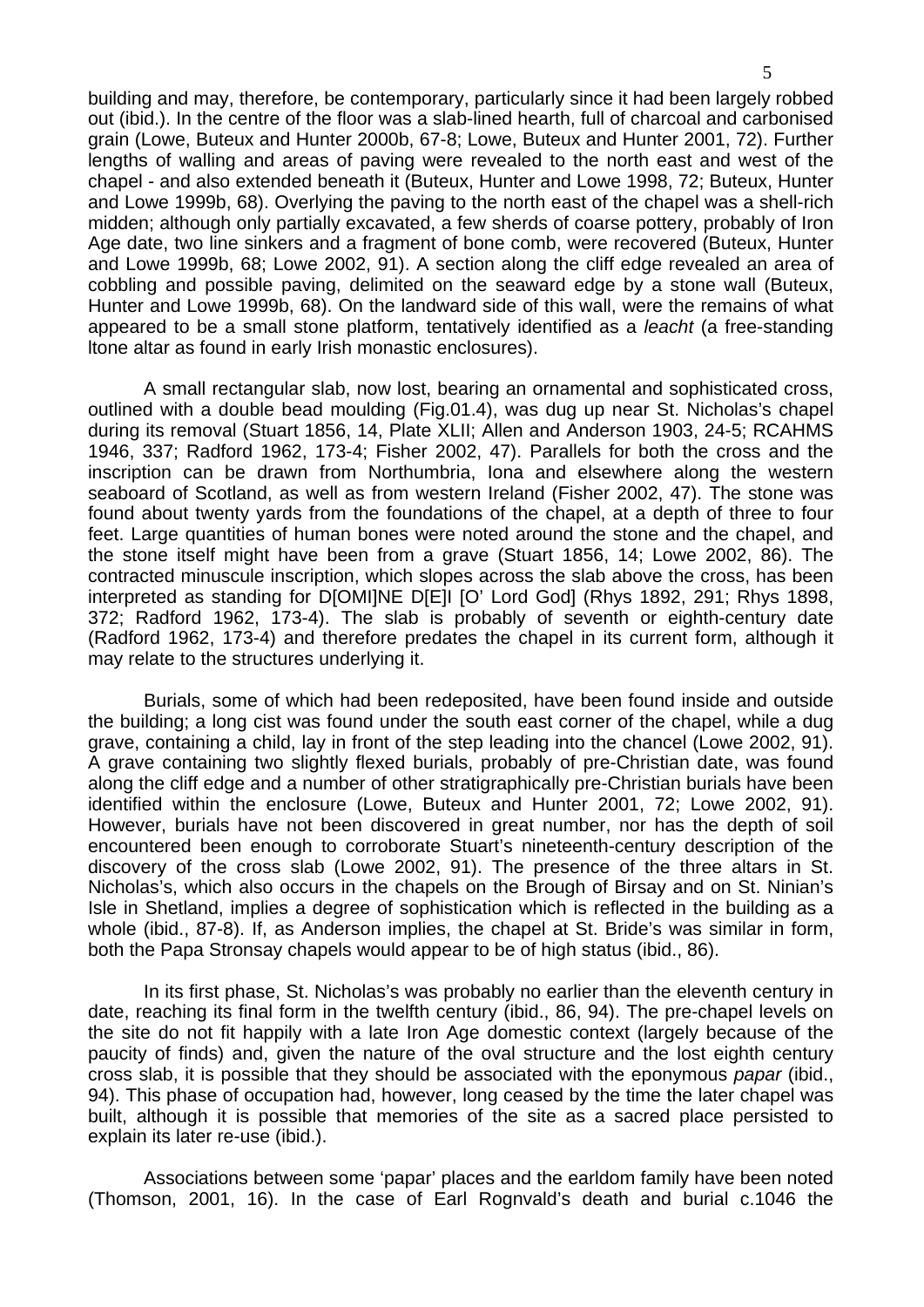building and may, therefore, be contemporary, particularly since it had been largely robbed out (ibid.). In the centre of the floor was a slab-lined hearth, full of charcoal and carbonised grain (Lowe, Buteux and Hunter 2000b, 67-8; Lowe, Buteux and Hunter 2001, 72). Further lengths of walling and areas of paving were revealed to the north east and west of the chapel - and also extended beneath it (Buteux, Hunter and Lowe 1998, 72; Buteux, Hunter and Lowe 1999b, 68). Overlying the paving to the north east of the chapel was a shell-rich midden; although only partially excavated, a few sherds of coarse pottery, probably of Iron Age date, two line sinkers and a fragment of bone comb, were recovered (Buteux, Hunter and Lowe 1999b, 68; Lowe 2002, 91). A section along the cliff edge revealed an area of cobbling and possible paving, delimited on the seaward edge by a stone wall (Buteux, Hunter and Lowe 1999b, 68). On the landward side of this wall, were the remains of what appeared to be a small stone platform, tentatively identified as a *leacht* (a free-standing ltone altar as found in early Irish monastic enclosures).

A small rectangular slab, now lost, bearing an ornamental and sophisticated cross, outlined with a double bead moulding (Fig.01.4), was dug up near St. Nicholas's chapel during its removal (Stuart 1856, 14, Plate XLII; Allen and Anderson 1903, 24-5; RCAHMS 1946, 337; Radford 1962, 173-4; Fisher 2002, 47). Parallels for both the cross and the inscription can be drawn from Northumbria, Iona and elsewhere along the western seaboard of Scotland, as well as from western Ireland (Fisher 2002, 47). The stone was found about twenty yards from the foundations of the chapel, at a depth of three to four feet. Large quantities of human bones were noted around the stone and the chapel, and the stone itself might have been from a grave (Stuart 1856, 14; Lowe 2002, 86). The contracted minuscule inscription, which slopes across the slab above the cross, has been interpreted as standing for D[OMI]NE D[E]I [O' Lord God] (Rhys 1892, 291; Rhys 1898, 372; Radford 1962, 173-4). The slab is probably of seventh or eighth-century date (Radford 1962, 173-4) and therefore predates the chapel in its current form, although it may relate to the structures underlying it.

Burials, some of which had been redeposited, have been found inside and outside the building; a long cist was found under the south east corner of the chapel, while a dug grave, containing a child, lay in front of the step leading into the chancel (Lowe 2002, 91). A grave containing two slightly flexed burials, probably of pre-Christian date, was found along the cliff edge and a number of other stratigraphically pre-Christian burials have been identified within the enclosure (Lowe, Buteux and Hunter 2001, 72; Lowe 2002, 91). However, burials have not been discovered in great number, nor has the depth of soil encountered been enough to corroborate Stuart's nineteenth-century description of the discovery of the cross slab (Lowe 2002, 91). The presence of the three altars in St. Nicholas's, which also occurs in the chapels on the Brough of Birsay and on St. Ninian's Isle in Shetland, implies a degree of sophistication which is reflected in the building as a whole (ibid., 87-8). If, as Anderson implies, the chapel at St. Bride's was similar in form, both the Papa Stronsay chapels would appear to be of high status (ibid., 86).

In its first phase, St. Nicholas's was probably no earlier than the eleventh century in date, reaching its final form in the twelfth century (ibid., 86, 94). The pre-chapel levels on the site do not fit happily with a late Iron Age domestic context (largely because of the paucity of finds) and, given the nature of the oval structure and the lost eighth century cross slab, it is possible that they should be associated with the eponymous *papar* (ibid., 94). This phase of occupation had, however, long ceased by the time the later chapel was built, although it is possible that memories of the site as a sacred place persisted to explain its later re-use (ibid.).

Associations between some 'papar' places and the earldom family have been noted (Thomson, 2001, 16). In the case of Earl Rognvald's death and burial c.1046 the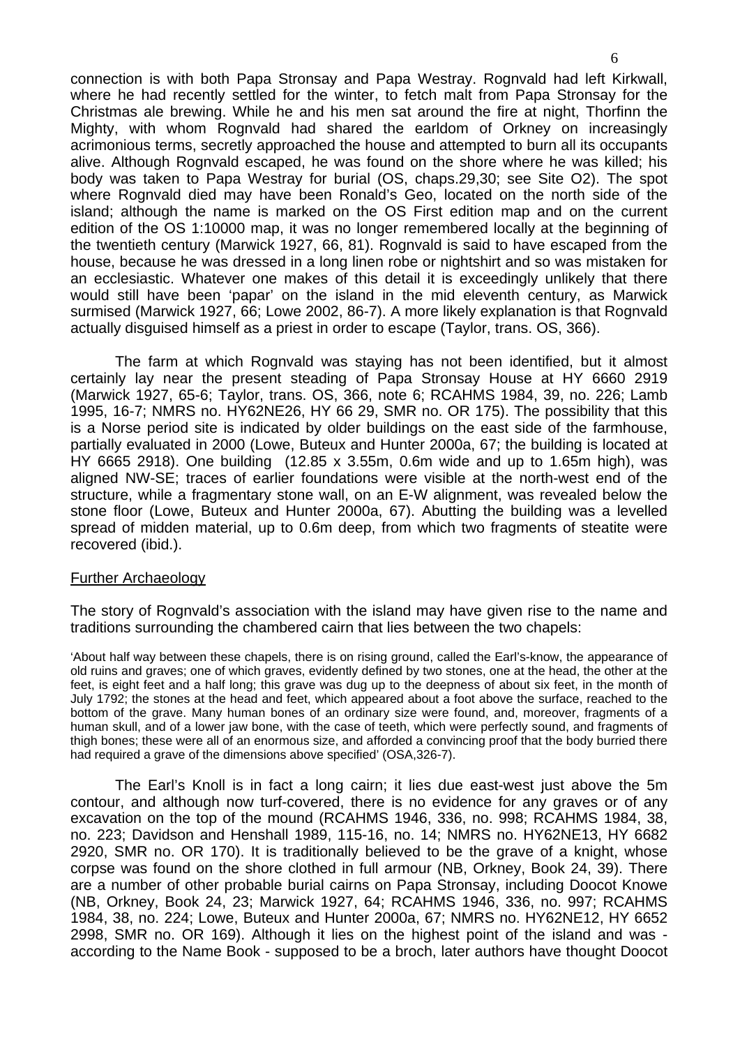connection is with both Papa Stronsay and Papa Westray. Rognvald had left Kirkwall, where he had recently settled for the winter, to fetch malt from Papa Stronsay for the Christmas ale brewing. While he and his men sat around the fire at night, Thorfinn the Mighty, with whom Rognvald had shared the earldom of Orkney on increasingly acrimonious terms, secretly approached the house and attempted to burn all its occupants alive. Although Rognvald escaped, he was found on the shore where he was killed; his body was taken to Papa Westray for burial (OS, chaps.29,30; see Site O2). The spot where Rognvald died may have been Ronald's Geo, located on the north side of the island; although the name is marked on the OS First edition map and on the current edition of the OS 1:10000 map, it was no longer remembered locally at the beginning of the twentieth century (Marwick 1927, 66, 81). Rognvald is said to have escaped from the house, because he was dressed in a long linen robe or nightshirt and so was mistaken for an ecclesiastic. Whatever one makes of this detail it is exceedingly unlikely that there would still have been 'papar' on the island in the mid eleventh century, as Marwick surmised (Marwick 1927, 66; Lowe 2002, 86-7). A more likely explanation is that Rognvald actually disguised himself as a priest in order to escape (Taylor, trans. OS, 366).

The farm at which Rognvald was staying has not been identified, but it almost certainly lay near the present steading of Papa Stronsay House at HY 6660 2919 (Marwick 1927, 65-6; Taylor, trans. OS, 366, note 6; RCAHMS 1984, 39, no. 226; Lamb 1995, 16-7; NMRS no. HY62NE26, HY 66 29, SMR no. OR 175). The possibility that this is a Norse period site is indicated by older buildings on the east side of the farmhouse, partially evaluated in 2000 (Lowe, Buteux and Hunter 2000a, 67; the building is located at HY 6665 2918). One building (12.85 x 3.55m, 0.6m wide and up to 1.65m high), was aligned NW-SE; traces of earlier foundations were visible at the north-west end of the structure, while a fragmentary stone wall, on an E-W alignment, was revealed below the stone floor (Lowe, Buteux and Hunter 2000a, 67). Abutting the building was a levelled spread of midden material, up to 0.6m deep, from which two fragments of steatite were recovered (ibid.).

## Further Archaeology

The story of Rognvald's association with the island may have given rise to the name and traditions surrounding the chambered cairn that lies between the two chapels:

> 'About half way between these chapels, there is on rising ground, called the Earl's-know, the appearance of old ruins and graves; one of which graves, evidently defined by two stones, one at the head, the other at the feet, is eight feet and a half long; this grave was dug up to the deepness of about six feet, in the month of July 1792; the stones at the head and feet, which appeared about a foot above the surface, reached to the bottom of the grave. Many human bones of an ordinary size were found, and, moreover, fragments of a human skull, and of a lower jaw bone, with the case of teeth, which were perfectly sound, and fragments of thigh bones; these were all of an enormous size, and afforded a convincing proof that the body burried there had required a grave of the dimensions above specified' (OSA,326-7).

The Earl's Knoll is in fact a long cairn; it lies due east-west just above the 5m contour, and although now turf-covered, there is no evidence for any graves or of any excavation on the top of the mound (RCAHMS 1946, 336, no. 998; RCAHMS 1984, 38, no. 223; Davidson and Henshall 1989, 115-16, no. 14; NMRS no. HY62NE13, HY 6682 2920, SMR no. OR 170). It is traditionally believed to be the grave of a knight, whose corpse was found on the shore clothed in full armour (NB, Orkney, Book 24, 39). There are a number of other probable burial cairns on Papa Stronsay, including Doocot Knowe (NB, Orkney, Book 24, 23; Marwick 1927, 64; RCAHMS 1946, 336, no. 997; RCAHMS 1984, 38, no. 224; Lowe, Buteux and Hunter 2000a, 67; NMRS no. HY62NE12, HY 6652 2998, SMR no. OR 169). Although it lies on the highest point of the island and was - according to the Name Book - supposed to be a broch, later authors have thought Doocot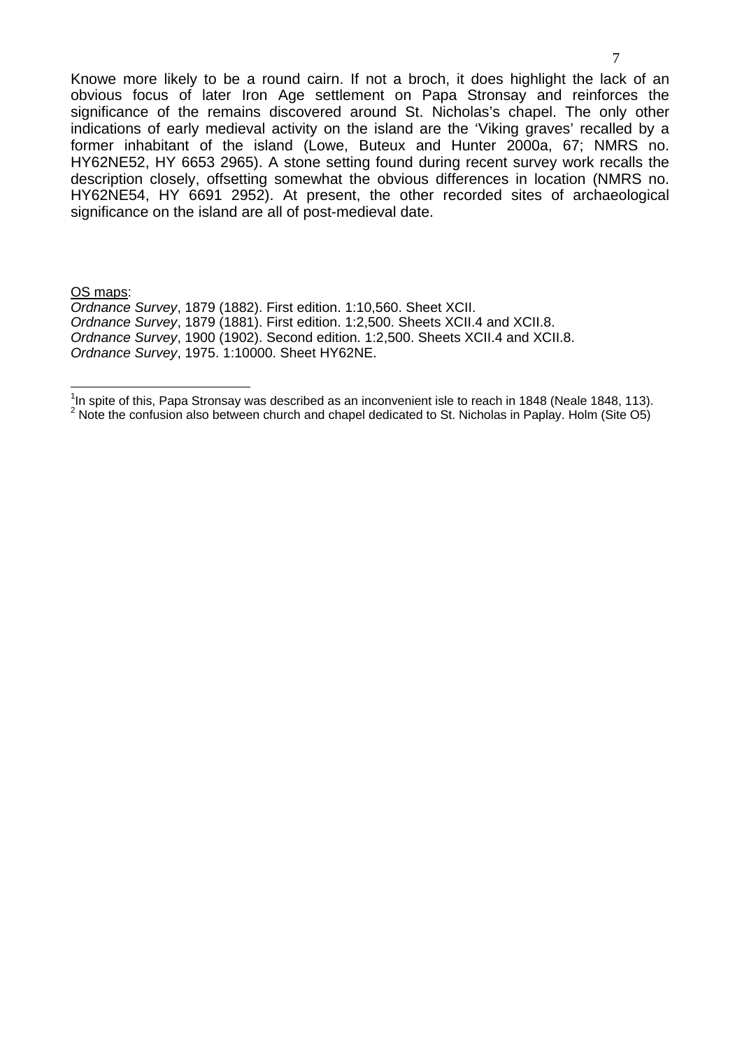Knowe more likely to be a round cairn. If not a broch, it does highlight the lack of an obvious focus of later Iron Age settlement on Papa Stronsay and reinforces the significance of the remains discovered around St. Nicholas's chapel. The only other indications of early medieval activity on the island are the 'Viking graves' recalled by a former inhabitant of the island (Lowe, Buteux and Hunter 2000a, 67; NMRS no. HY62NE52, HY 6653 2965). A stone setting found during recent survey work recalls the description closely, offsetting somewhat the obvious differences in location (NMRS no. HY62NE54, HY 6691 2952). At present, the other recorded sites of archaeological significance on the island are all of post-medieval date.

<u>OS maps</u>:

*Ordnance Survey*, 1879 (1882). First edition. 1:10,560. Sheet XCII.
*Ordnance Survey*, 1879 (1881). First edition. 1:2,500. Sheets XCII.4 and XCII.8.
*Ordnance Survey*, 1900 (1902). Second edition. 1:2,500. Sheets XCII.4 and XCII.8.
*Ordnance Survey*, 1975. 1:10000. Sheet HY62NE.

---

[1] In spite of this, Papa Stronsay was described as an inconvenient isle to reach in 1848 (Neale 1848, 113).
[2] Note the confusion also between church and chapel dedicated to St. Nicholas in Paplay. Holm (Site O5)